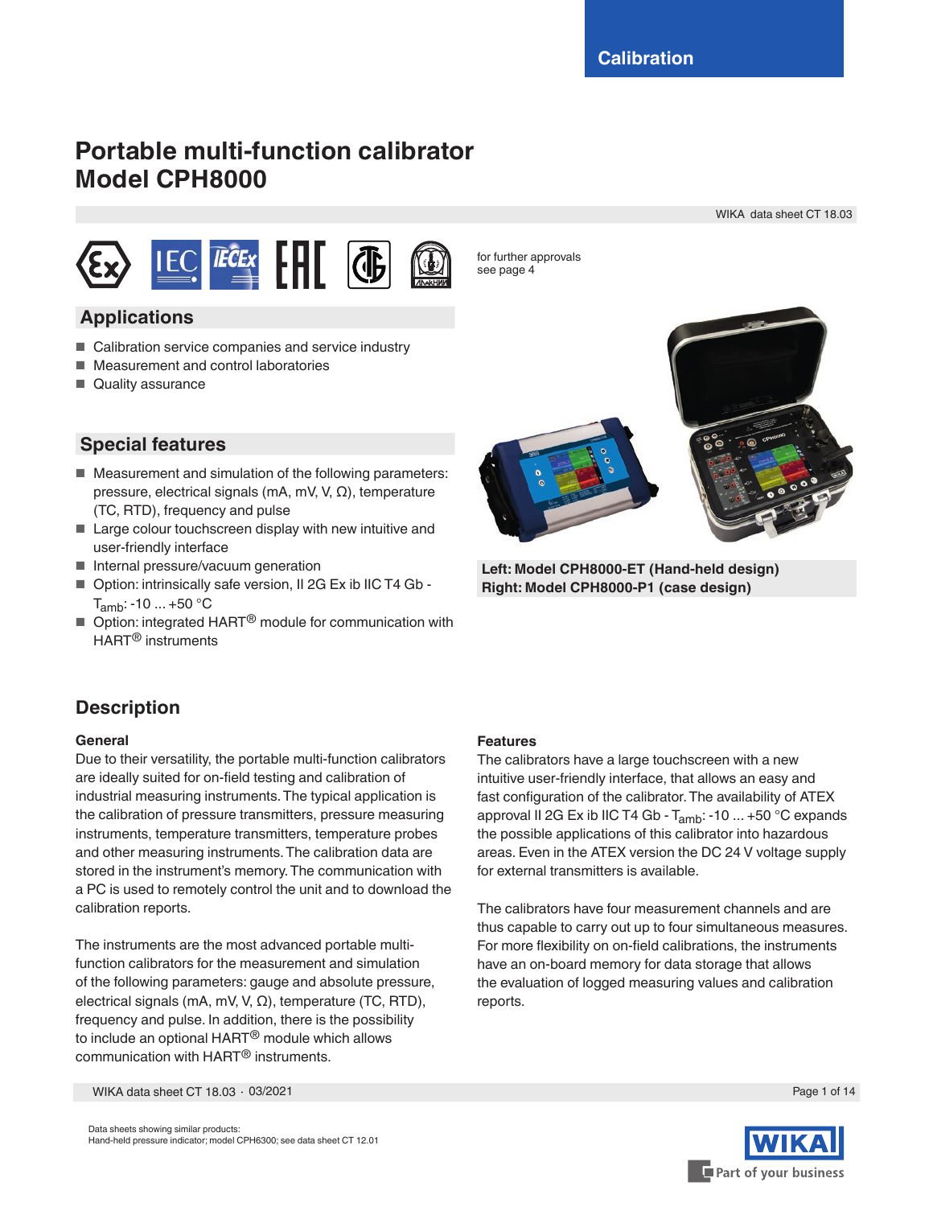Calibration

# Portable multi-function calibrator Model CPH8000

WIKA data sheet CT 18.03

for further approvals see page 4

## Applications

- Calibration service companies and service industry
- Measurement and control laboratories
- Quality assurance

## Special features

- Measurement and simulation of the following parameters: pressure, electrical signals (mA, mV, V, Ω), temperature (TC, RTD), frequency and pulse
- Large colour touchscreen display with new intuitive and user-friendly interface
- Internal pressure/vacuum generation
- Option: intrinsically safe version, II 2G Ex ib IIC T4 Gb - $T_{amb}$: -10 ... +50 °C
- Option: integrated HART® module for communication with HART® instruments

**Left: Model CPH8000-ET (Hand-held design)**
**Right: Model CPH8000-P1 (case design)**

## Description

### General

Due to their versatility, the portable multi-function calibrators are ideally suited for on-field testing and calibration of industrial measuring instruments. The typical application is the calibration of pressure transmitters, pressure measuring instruments, temperature transmitters, temperature probes and other measuring instruments. The calibration data are stored in the instrument's memory. The communication with a PC is used to remotely control the unit and to download the calibration reports.

The instruments are the most advanced portable multi-function calibrators for the measurement and simulation of the following parameters: gauge and absolute pressure, electrical signals (mA, mV, V, Ω), temperature (TC, RTD), frequency and pulse. In addition, there is the possibility to include an optional HART® module which allows communication with HART® instruments.

### Features

The calibrators have a large touchscreen with a new intuitive user-friendly interface, that allows an easy and fast configuration of the calibrator. The availability of ATEX approval II 2G Ex ib IIC T4 Gb - $T_{amb}$: -10 ... +50 °C expands the possible applications of this calibrator into hazardous areas. Even in the ATEX version the DC 24 V voltage supply for external transmitters is available.

The calibrators have four measurement channels and are thus capable to carry out up to four simultaneous measures. For more flexibility on on-field calibrations, the instruments have an on-board memory for data storage that allows the evaluation of logged measuring values and calibration reports.

Data sheets showing similar products:
Hand-held pressure indicator; model CPH6300; see data sheet CT 12.01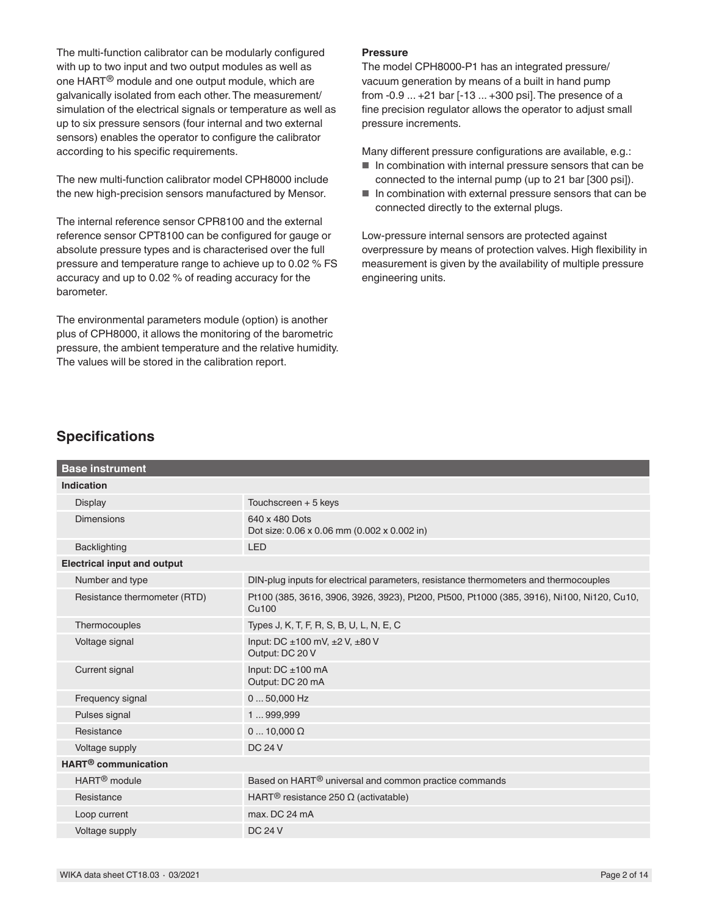The multi-function calibrator can be modularly configured with up to two input and two output modules as well as one HART® module and one output module, which are galvanically isolated from each other. The measurement/ simulation of the electrical signals or temperature as well as up to six pressure sensors (four internal and two external sensors) enables the operator to configure the calibrator according to his specific requirements.

The new multi-function calibrator model CPH8000 include the new high-precision sensors manufactured by Mensor.

The internal reference sensor CPR8100 and the external reference sensor CPT8100 can be configured for gauge or absolute pressure types and is characterised over the full pressure and temperature range to achieve up to 0.02 % FS accuracy and up to 0.02 % of reading accuracy for the barometer.

The environmental parameters module (option) is another plus of CPH8000, it allows the monitoring of the barometric pressure, the ambient temperature and the relative humidity. The values will be stored in the calibration report.

**Pressure**

The model CPH8000-P1 has an integrated pressure/ vacuum generation by means of a built in hand pump from -0.9 ... +21 bar [-13 ... +300 psi]. The presence of a fine precision regulator allows the operator to adjust small pressure increments.

Many different pressure configurations are available, e.g.:

- In combination with internal pressure sensors that can be connected to the internal pump (up to 21 bar [300 psi]).
- In combination with external pressure sensors that can be connected directly to the external plugs.

Low-pressure internal sensors are protected against overpressure by means of protection valves. High flexibility in measurement is given by the availability of multiple pressure engineering units.

## Specifications

| Base instrument | |
|---|---|
| **Indication** | |
| Display | Touchscreen + 5 keys |
| Dimensions | 640 x 480 Dots<br>Dot size: 0.06 x 0.06 mm (0.002 x 0.002 in) |
| Backlighting | LED |
| **Electrical input and output** | |
| Number and type | DIN-plug inputs for electrical parameters, resistance thermometers and thermocouples |
| Resistance thermometer (RTD) | Pt100 (385, 3616, 3906, 3926, 3923), Pt200, Pt500, Pt1000 (385, 3916), Ni100, Ni120, Cu10, Cu100 |
| Thermocouples | Types J, K, T, F, R, S, B, U, L, N, E, C |
| Voltage signal | Input: DC ±100 mV, ±2 V, ±80 V<br>Output: DC 20 V |
| Current signal | Input: DC ±100 mA<br>Output: DC 20 mA |
| Frequency signal | 0 ... 50,000 Hz |
| Pulses signal | 1 ... 999,999 |
| Resistance | 0 ... 10,000 Ω |
| Voltage supply | DC 24 V |
| **HART® communication** | |
| HART® module | Based on HART® universal and common practice commands |
| Resistance | HART® resistance 250 Ω (activatable) |
| Loop current | max. DC 24 mA |
| Voltage supply | DC 24 V |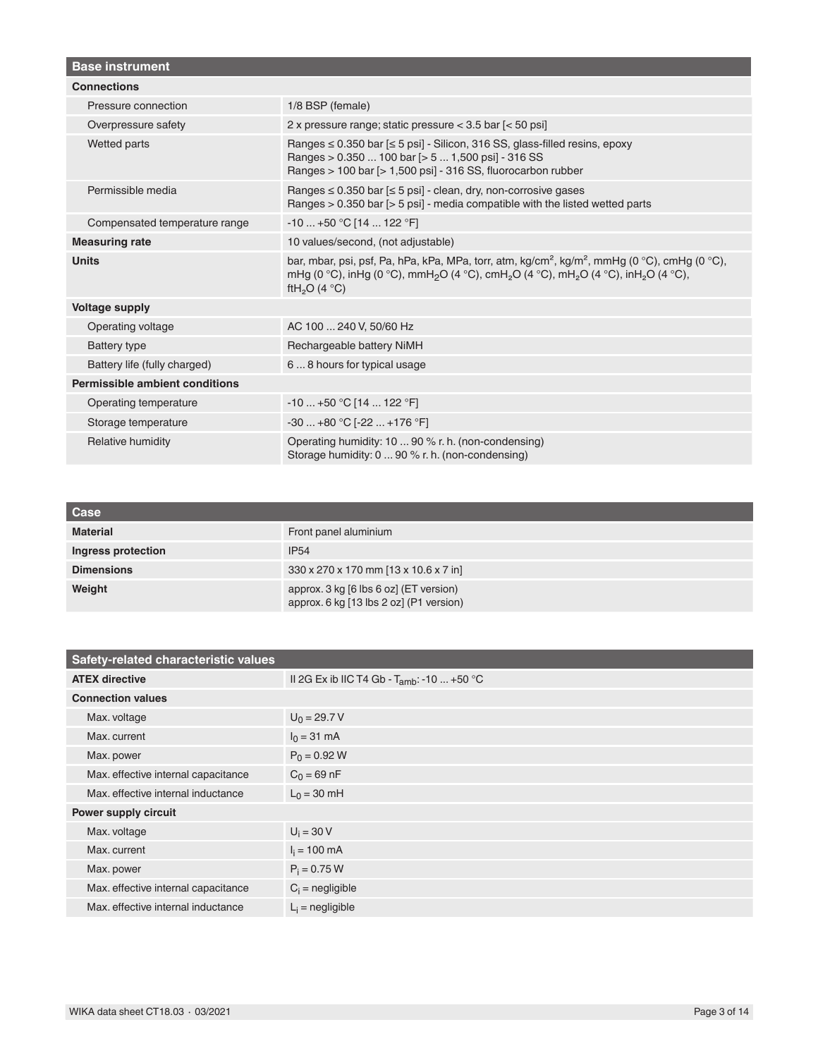| Base instrument | |
|---|---|
| **Connections** | |
| Pressure connection | 1/8 BSP (female) |
| Overpressure safety | 2 x pressure range; static pressure < 3.5 bar [< 50 psi] |
| Wetted parts | Ranges ≤ 0.350 bar [≤ 5 psi] - Silicon, 316 SS, glass-filled resins, epoxy<br>Ranges > 0.350 ... 100 bar [> 5 ... 1,500 psi] - 316 SS<br>Ranges > 100 bar [> 1,500 psi] - 316 SS, fluorocarbon rubber |
| Permissible media | Ranges ≤ 0.350 bar [≤ 5 psi] - clean, dry, non-corrosive gases<br>Ranges > 0.350 bar [> 5 psi] - media compatible with the listed wetted parts |
| Compensated temperature range | -10 ... +50 °C [14 ... 122 °F] |
| **Measuring rate** | 10 values/second, (not adjustable) |
| **Units** | bar, mbar, psi, psf, Pa, hPa, kPa, MPa, torr, atm, $kg/cm^2$, $kg/m^2$, mmHg (0 °C), cmHg (0 °C), mHg (0 °C), inHg (0 °C), $mmH_2O$ (4 °C), $cmH_2O$ (4 °C), $mH_2O$ (4 °C), $inH_2O$ (4 °C), $ftH_2O$ (4 °C) |
| **Voltage supply** | |
| Operating voltage | AC 100 ... 240 V, 50/60 Hz |
| Battery type | Rechargeable battery NiMH |
| Battery life (fully charged) | 6 ... 8 hours for typical usage |
| **Permissible ambient conditions** | |
| Operating temperature | -10 ... +50 °C [14 ... 122 °F] |
| Storage temperature | -30 ... +80 °C [-22 ... +176 °F] |
| Relative humidity | Operating humidity: 10 ... 90 % r. h. (non-condensing)<br>Storage humidity: 0 ... 90 % r. h. (non-condensing) |

| Case | |
|---|---|
| **Material** | Front panel aluminium |
| **Ingress protection** | IP54 |
| **Dimensions** | 330 x 270 x 170 mm [13 x 10.6 x 7 in] |
| **Weight** | approx. 3 kg [6 lbs 6 oz] (ET version)<br>approx. 6 kg [13 lbs 2 oz] (P1 version) |

| Safety-related characteristic values | |
|---|---|
| **ATEX directive** | II 2G Ex ib IIC T4 Gb - $T_{amb}$: -10 ... +50 °C |
| **Connection values** | |
| Max. voltage | $U_0$ = 29.7 V |
| Max. current | $I_0$ = 31 mA |
| Max. power | $P_0$ = 0.92 W |
| Max. effective internal capacitance | $C_0$ = 69 nF |
| Max. effective internal inductance | $L_0$ = 30 mH |
| **Power supply circuit** | |
| Max. voltage | $U_i$ = 30 V |
| Max. current | $I_i$ = 100 mA |
| Max. power | $P_i$ = 0.75 W |
| Max. effective internal capacitance | $C_i$ = negligible |
| Max. effective internal inductance | $L_i$ = negligible |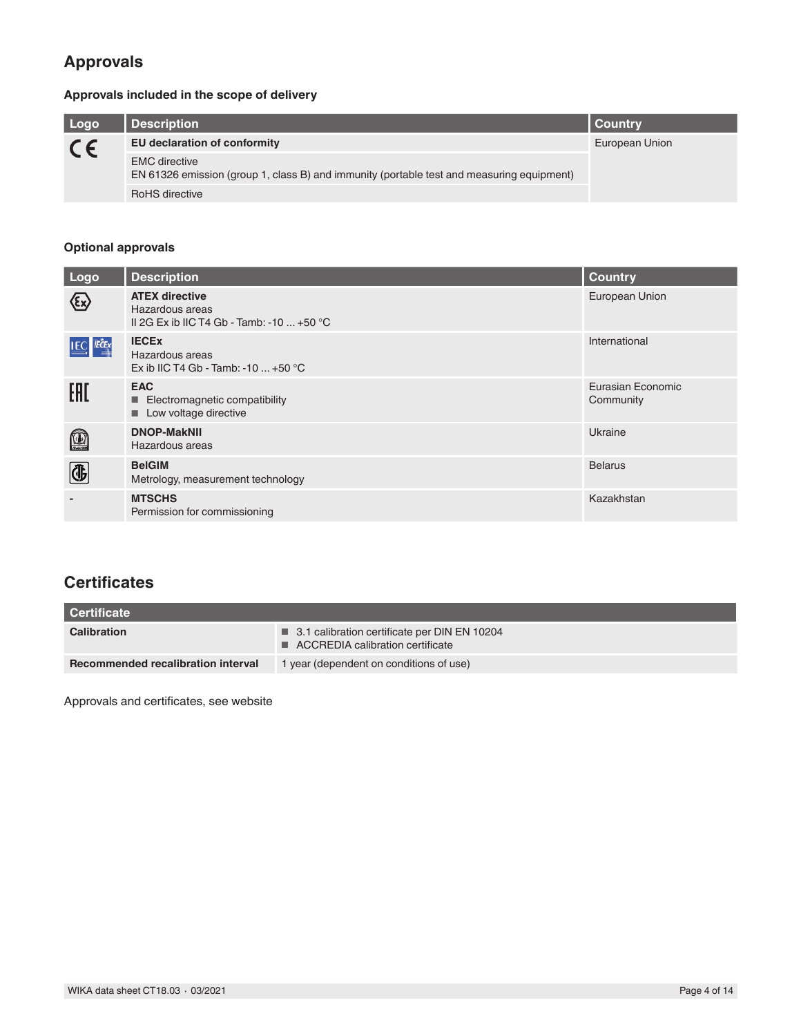## Approvals

### Approvals included in the scope of delivery

| Logo | Description | Country |
|---|---|---|
| CE | **EU declaration of conformity** | European Union |
| | EMC directive<br>EN 61326 emission (group 1, class B) and immunity (portable test and measuring equipment) | |
| | RoHS directive | |

### Optional approvals

| Logo | Description | Country |
|---|---|---|
| | **ATEX directive**<br>Hazardous areas<br>II 2G Ex ib IIC T4 Gb - Tamb: -10 ... +50 °C | European Union |
| | **IECEx**<br>Hazardous areas<br>Ex ib IIC T4 Gb - Tamb: -10 ... +50 °C | International |
| | **EAC**<br>■ Electromagnetic compatibility<br>■ Low voltage directive | Eurasian Economic Community |
| | **DNOP-MakNII**<br>Hazardous areas | Ukraine |
| | **BelGIM**<br>Metrology, measurement technology | Belarus |
| - | **MTSCHS**<br>Permission for commissioning | Kazakhstan |

## Certificates

| Certificate | |
|---|---|
| **Calibration** | ■ 3.1 calibration certificate per DIN EN 10204<br>■ ACCREDIA calibration certificate |
| **Recommended recalibration interval** | 1 year (dependent on conditions of use) |

Approvals and certificates, see website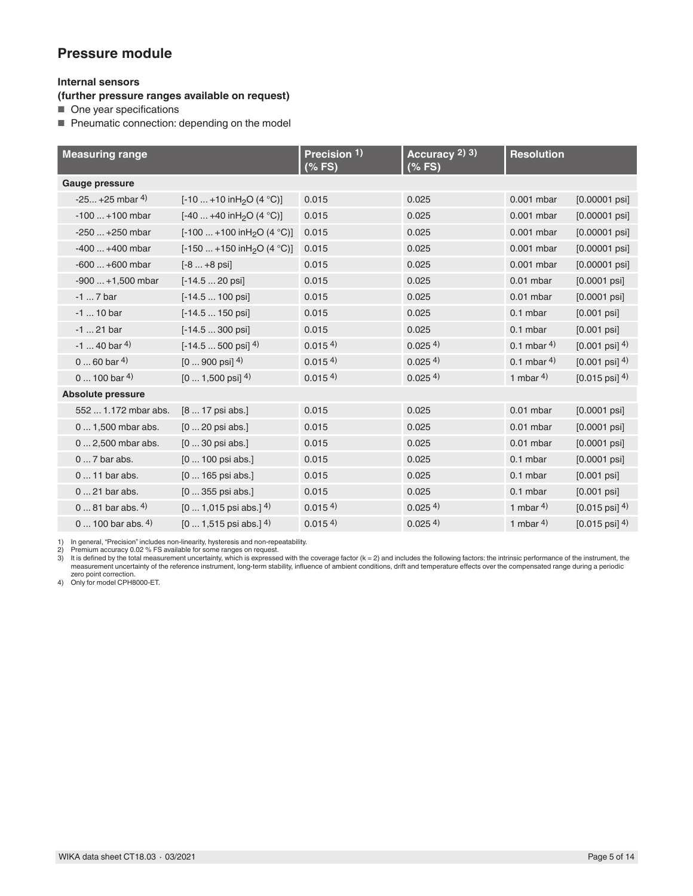## Pressure module

**Internal sensors**
**(further pressure ranges available on request)**

- One year specifications
- Pneumatic connection: depending on the model

| Measuring range | | Precision 1) (% FS) | Accuracy 2) 3) (% FS) | Resolution | |
|---|---|---|---|---|---|
| **Gauge pressure** | | | | | |
| -25... +25 mbar 4) | [-10 ... +10 in$H_2O$ (4 °C)] | 0.015 | 0.025 | 0.001 mbar | [0.00001 psi] |
| -100 ... +100 mbar | [-40 ... +40 in$H_2O$ (4 °C)] | 0.015 | 0.025 | 0.001 mbar | [0.00001 psi] |
| -250 ... +250 mbar | [-100 ... +100 in$H_2O$ (4 °C)] | 0.015 | 0.025 | 0.001 mbar | [0.00001 psi] |
| -400 ... +400 mbar | [-150 ... +150 in$H_2O$ (4 °C)] | 0.015 | 0.025 | 0.001 mbar | [0.00001 psi] |
| -600 ... +600 mbar | [-8 ... +8 psi] | 0.015 | 0.025 | 0.001 mbar | [0.00001 psi] |
| -900 ... +1,500 mbar | [-14.5 ... 20 psi] | 0.015 | 0.025 | 0.01 mbar | [0.0001 psi] |
| -1 ... 7 bar | [-14.5 ... 100 psi] | 0.015 | 0.025 | 0.01 mbar | [0.0001 psi] |
| -1 ... 10 bar | [-14.5 ... 150 psi] | 0.015 | 0.025 | 0.1 mbar | [0.001 psi] |
| -1 ... 21 bar | [-14.5 ... 300 psi] | 0.015 | 0.025 | 0.1 mbar | [0.001 psi] |
| -1 ... 40 bar 4) | [-14.5 ... 500 psi] 4) | 0.015 4) | 0.025 4) | 0.1 mbar 4) | [0.001 psi] 4) |
| 0 ... 60 bar 4) | [0 ... 900 psi] 4) | 0.015 4) | 0.025 4) | 0.1 mbar 4) | [0.001 psi] 4) |
| 0 ... 100 bar 4) | [0 ... 1,500 psi] 4) | 0.015 4) | 0.025 4) | 1 mbar 4) | [0.015 psi] 4) |
| **Absolute pressure** | | | | | |
| 552 ... 1.172 mbar abs. | [8 ... 17 psi abs.] | 0.015 | 0.025 | 0.01 mbar | [0.0001 psi] |
| 0 ... 1,500 mbar abs. | [0 ... 20 psi abs.] | 0.015 | 0.025 | 0.01 mbar | [0.0001 psi] |
| 0 ... 2,500 mbar abs. | [0 ... 30 psi abs.] | 0.015 | 0.025 | 0.01 mbar | [0.0001 psi] |
| 0 ... 7 bar abs. | [0 ... 100 psi abs.] | 0.015 | 0.025 | 0.1 mbar | [0.0001 psi] |
| 0 ... 11 bar abs. | [0 ... 165 psi abs.] | 0.015 | 0.025 | 0.1 mbar | [0.001 psi] |
| 0 ... 21 bar abs. | [0 ... 355 psi abs.] | 0.015 | 0.025 | 0.1 mbar | [0.001 psi] |
| 0 ... 81 bar abs. 4) | [0 ... 1,015 psi abs.] 4) | 0.015 4) | 0.025 4) | 1 mbar 4) | [0.015 psi] 4) |
| 0 ... 100 bar abs. 4) | [0 ... 1,515 psi abs.] 4) | 0.015 4) | 0.025 4) | 1 mbar 4) | [0.015 psi] 4) |

1) In general, "Precision" includes non-linearity, hysteresis and non-repeatability.
2) Premium accuracy 0.02 % FS available for some ranges on request.
3) It is defined by the total measurement uncertainty, which is expressed with the coverage factor (k = 2) and includes the following factors: the intrinsic performance of the instrument, the measurement uncertainty of the reference instrument, long-term stability, influence of ambient conditions, drift and temperature effects over the compensated range during a periodic zero point correction.
4) Only for model CPH8000-ET.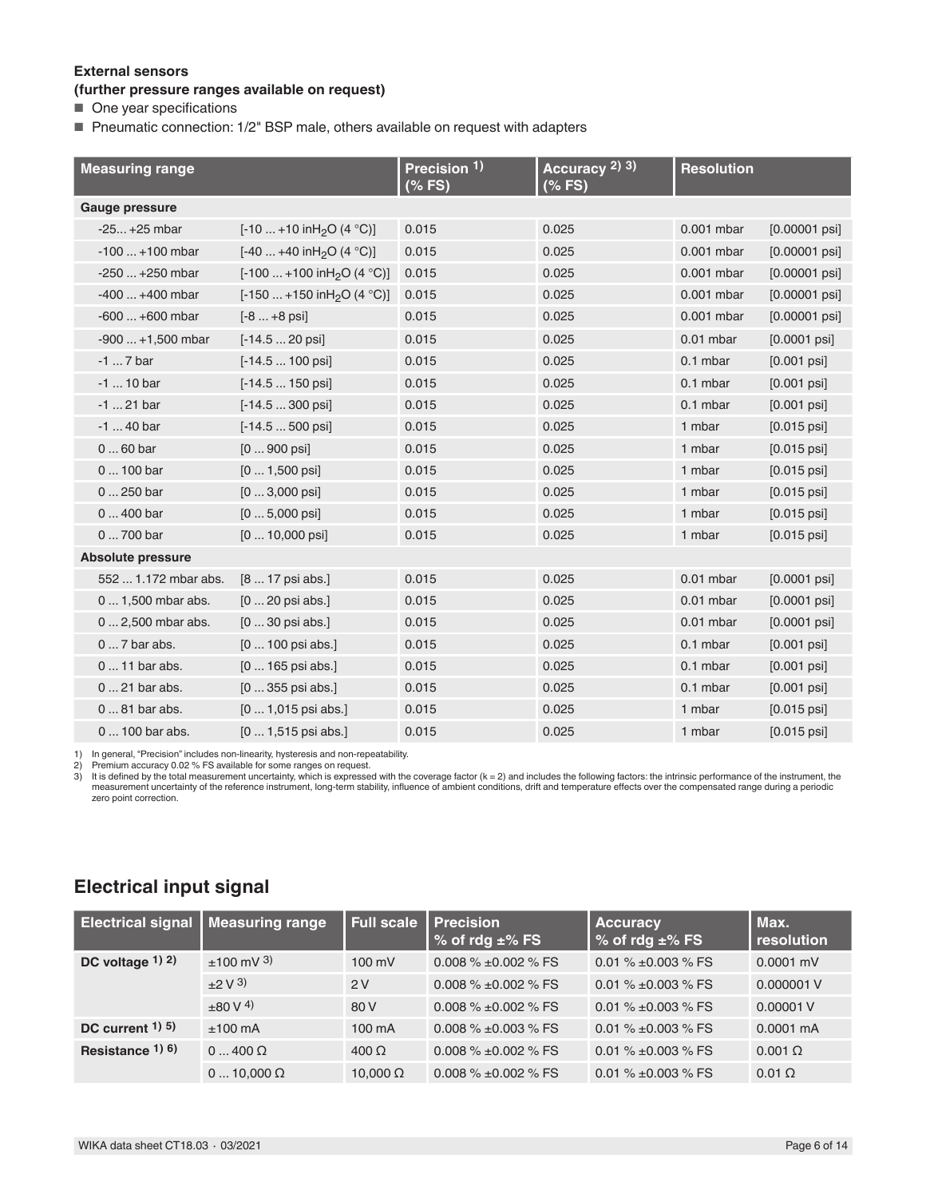**External sensors**
**(further pressure ranges available on request)**

- One year specifications
- Pneumatic connection: 1/2" BSP male, others available on request with adapters

| Measuring range | | Precision [1] (% FS) | Accuracy [2] [3] (% FS) | Resolution | |
|---|---|---|---|---|---|
| **Gauge pressure** | | | | | |
| -25... +25 mbar | [-10 ... +10 inH$_2$O (4 °C)] | 0.015 | 0.025 | 0.001 mbar | [0.00001 psi] |
| -100 ... +100 mbar | [-40 ... +40 inH$_2$O (4 °C)] | 0.015 | 0.025 | 0.001 mbar | [0.00001 psi] |
| -250 ... +250 mbar | [-100 ... +100 inH$_2$O (4 °C)] | 0.015 | 0.025 | 0.001 mbar | [0.00001 psi] |
| -400 ... +400 mbar | [-150 ... +150 inH$_2$O (4 °C)] | 0.015 | 0.025 | 0.001 mbar | [0.00001 psi] |
| -600 ... +600 mbar | [-8 ... +8 psi] | 0.015 | 0.025 | 0.001 mbar | [0.00001 psi] |
| -900 ... +1,500 mbar | [-14.5 ... 20 psi] | 0.015 | 0.025 | 0.01 mbar | [0.0001 psi] |
| -1 ... 7 bar | [-14.5 ... 100 psi] | 0.015 | 0.025 | 0.1 mbar | [0.001 psi] |
| -1 ... 10 bar | [-14.5 ... 150 psi] | 0.015 | 0.025 | 0.1 mbar | [0.001 psi] |
| -1 ... 21 bar | [-14.5 ... 300 psi] | 0.015 | 0.025 | 0.1 mbar | [0.001 psi] |
| -1 ... 40 bar | [-14.5 ... 500 psi] | 0.015 | 0.025 | 1 mbar | [0.015 psi] |
| 0 ... 60 bar | [0 ... 900 psi] | 0.015 | 0.025 | 1 mbar | [0.015 psi] |
| 0 ... 100 bar | [0 ... 1,500 psi] | 0.015 | 0.025 | 1 mbar | [0.015 psi] |
| 0 ... 250 bar | [0 ... 3,000 psi] | 0.015 | 0.025 | 1 mbar | [0.015 psi] |
| 0 ... 400 bar | [0 ... 5,000 psi] | 0.015 | 0.025 | 1 mbar | [0.015 psi] |
| 0 ... 700 bar | [0 ... 10,000 psi] | 0.015 | 0.025 | 1 mbar | [0.015 psi] |
| **Absolute pressure** | | | | | |
| 552 ... 1.172 mbar abs. | [8 ... 17 psi abs.] | 0.015 | 0.025 | 0.01 mbar | [0.0001 psi] |
| 0 ... 1,500 mbar abs. | [0 ... 20 psi abs.] | 0.015 | 0.025 | 0.01 mbar | [0.0001 psi] |
| 0 ... 2,500 mbar abs. | [0 ... 30 psi abs.] | 0.015 | 0.025 | 0.01 mbar | [0.0001 psi] |
| 0 ... 7 bar abs. | [0 ... 100 psi abs.] | 0.015 | 0.025 | 0.1 mbar | [0.001 psi] |
| 0 ... 11 bar abs. | [0 ... 165 psi abs.] | 0.015 | 0.025 | 0.1 mbar | [0.001 psi] |
| 0 ... 21 bar abs. | [0 ... 355 psi abs.] | 0.015 | 0.025 | 0.1 mbar | [0.001 psi] |
| 0 ... 81 bar abs. | [0 ... 1,015 psi abs.] | 0.015 | 0.025 | 1 mbar | [0.015 psi] |
| 0 ... 100 bar abs. | [0 ... 1,515 psi abs.] | 0.015 | 0.025 | 1 mbar | [0.015 psi] |

1) In general, "Precision" includes non-linearity, hysteresis and non-repeatability.
2) Premium accuracy 0.02 % FS available for some ranges on request.
3) It is defined by the total measurement uncertainty, which is expressed with the coverage factor (k = 2) and includes the following factors: the intrinsic performance of the instrument, the measurement uncertainty of the reference instrument, long-term stability, influence of ambient conditions, drift and temperature effects over the compensated range during a periodic zero point correction.

## Electrical input signal

| Electrical signal | Measuring range | Full scale | Precision % of rdg ±% FS | Accuracy % of rdg ±% FS | Max. resolution |
|---|---|---|---|---|---|
| **DC voltage [1] [2]** | ±100 mV [3] | 100 mV | 0.008 % ±0.002 % FS | 0.01 % ±0.003 % FS | 0.0001 mV |
| | ±2 V [3] | 2 V | 0.008 % ±0.002 % FS | 0.01 % ±0.003 % FS | 0.000001 V |
| | ±80 V [4] | 80 V | 0.008 % ±0.002 % FS | 0.01 % ±0.003 % FS | 0.00001 V |
| **DC current [1] [5]** | ±100 mA | 100 mA | 0.008 % ±0.003 % FS | 0.01 % ±0.003 % FS | 0.0001 mA |
| **Resistance [1] [6]** | 0 ... 400 Ω | 400 Ω | 0.008 % ±0.002 % FS | 0.01 % ±0.003 % FS | 0.001 Ω |
| | 0 ... 10,000 Ω | 10,000 Ω | 0.008 % ±0.002 % FS | 0.01 % ±0.003 % FS | 0.01 Ω |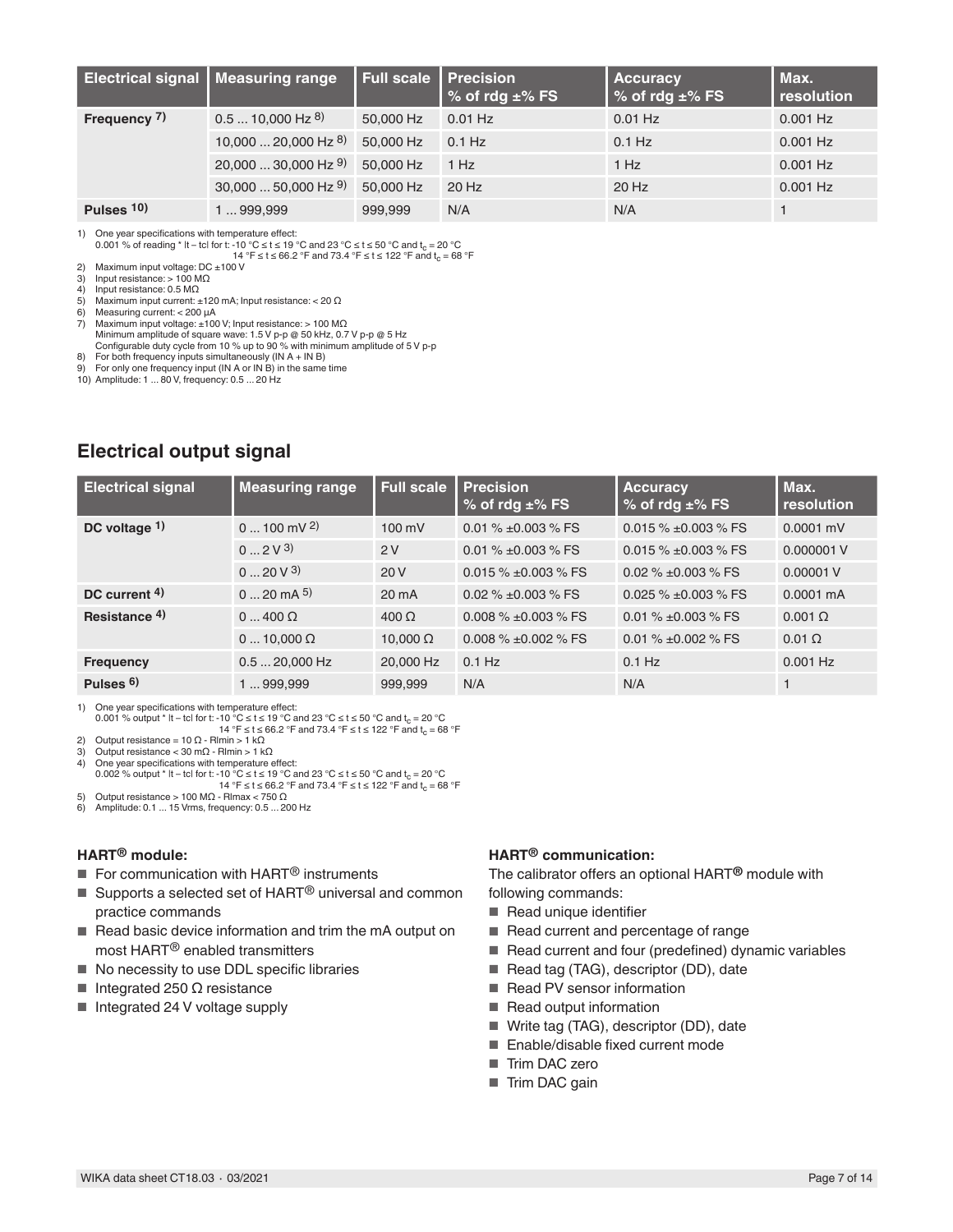| Electrical signal | Measuring range | Full scale | Precision % of rdg ±% FS | Accuracy % of rdg ±% FS | Max. resolution |
|---|---|---|---|---|---|
| **Frequency [7)]** | 0.5 ... 10,000 Hz [8)] | 50,000 Hz | 0.01 Hz | 0.01 Hz | 0.001 Hz |
| | 10,000 ... 20,000 Hz [8)] | 50,000 Hz | 0.1 Hz | 0.1 Hz | 0.001 Hz |
| | 20,000 ... 30,000 Hz [9)] | 50,000 Hz | 1 Hz | 1 Hz | 0.001 Hz |
| | 30,000 ... 50,000 Hz [9)] | 50,000 Hz | 20 Hz | 20 Hz | 0.001 Hz |
| **Pulses [10)]** | 1 ... 999,999 | 999,999 | N/A | N/A | 1 |

1) One year specifications with temperature effect:
0.001 % of reading * |t – tc| for t: -10 °C ≤ t ≤ 19 °C and 23 °C ≤ t ≤ 50 °C and $t_c$ = 20 °C
14 °F ≤ t ≤ 66.2 °F and 73.4 °F ≤ t ≤ 122 °F and $t_c$ = 68 °F
2) Maximum input voltage: DC ±100 V
3) Input resistance: > 100 MΩ
4) Input resistance: 0.5 MΩ
5) Maximum input current: ±120 mA; Input resistance: < 20 Ω
6) Measuring current: < 200 µA
7) Maximum input voltage: ±100 V; Input resistance: > 100 MΩ
Minimum amplitude of square wave: 1.5 V p-p @ 50 kHz, 0.7 V p-p @ 5 Hz
Configurable duty cycle from 10 % up to 90 % with minimum amplitude of 5 V p-p
8) For both frequency inputs simultaneously (IN A + IN B)
9) For only one frequency input (IN A or IN B) in the same time
10) Amplitude: 1 ... 80 V, frequency: 0.5 ... 20 Hz

## Electrical output signal

| Electrical signal | Measuring range | Full scale | Precision % of rdg ±% FS | Accuracy % of rdg ±% FS | Max. resolution |
|---|---|---|---|---|---|
| **DC voltage [1)]** | 0 ... 100 mV [2)] | 100 mV | 0.01 % ±0.003 % FS | 0.015 % ±0.003 % FS | 0.0001 mV |
| | 0 ... 2 V [3)] | 2 V | 0.01 % ±0.003 % FS | 0.015 % ±0.003 % FS | 0.000001 V |
| | 0 ... 20 V [3)] | 20 V | 0.015 % ±0.003 % FS | 0.02 % ±0.003 % FS | 0.00001 V |
| **DC current [4)]** | 0 ... 20 mA [5)] | 20 mA | 0.02 % ±0.003 % FS | 0.025 % ±0.003 % FS | 0.0001 mA |
| **Resistance [4)]** | 0 ... 400 Ω | 400 Ω | 0.008 % ±0.003 % FS | 0.01 % ±0.003 % FS | 0.001 Ω |
| | 0 ... 10,000 Ω | 10,000 Ω | 0.008 % ±0.002 % FS | 0.01 % ±0.002 % FS | 0.01 Ω |
| **Frequency** | 0.5 ... 20,000 Hz | 20,000 Hz | 0.1 Hz | 0.1 Hz | 0.001 Hz |
| **Pulses [6)]** | 1 ... 999,999 | 999,999 | N/A | N/A | 1 |

1) One year specifications with temperature effect:
0.001 % output * |t – tc| for t: -10 °C ≤ t ≤ 19 °C and 23 °C ≤ t ≤ 50 °C and $t_c$ = 20 °C
14 °F ≤ t ≤ 66.2 °F and 73.4 °F ≤ t ≤ 122 °F and $t_c$ = 68 °F
2) Output resistance = 10 Ω - Rlmin > 1 kΩ
3) Output resistance < 30 mΩ - Rlmin > 1 kΩ
4) One year specifications with temperature effect:
0.002 % output * |t – tc| for t: -10 °C ≤ t ≤ 19 °C and 23 °C ≤ t ≤ 50 °C and $t_c$ = 20 °C
14 °F ≤ t ≤ 66.2 °F and 73.4 °F ≤ t ≤ 122 °F and $t_c$ = 68 °F
5) Output resistance > 100 MΩ - Rlmax < 750 Ω
6) Amplitude: 0.1 ... 15 Vrms, frequency: 0.5 ... 200 Hz

### HART® module:

- For communication with HART® instruments
- Supports a selected set of HART® universal and common practice commands
- Read basic device information and trim the mA output on most HART® enabled transmitters
- No necessity to use DDL specific libraries
- Integrated 250 Ω resistance
- Integrated 24 V voltage supply

### HART® communication:

The calibrator offers an optional HART® module with following commands:

- Read unique identifier
- Read current and percentage of range
- Read current and four (predefined) dynamic variables
- Read tag (TAG), descriptor (DD), date
- Read PV sensor information
- Read output information
- Write tag (TAG), descriptor (DD), date
- Enable/disable fixed current mode
- Trim DAC zero
- Trim DAC gain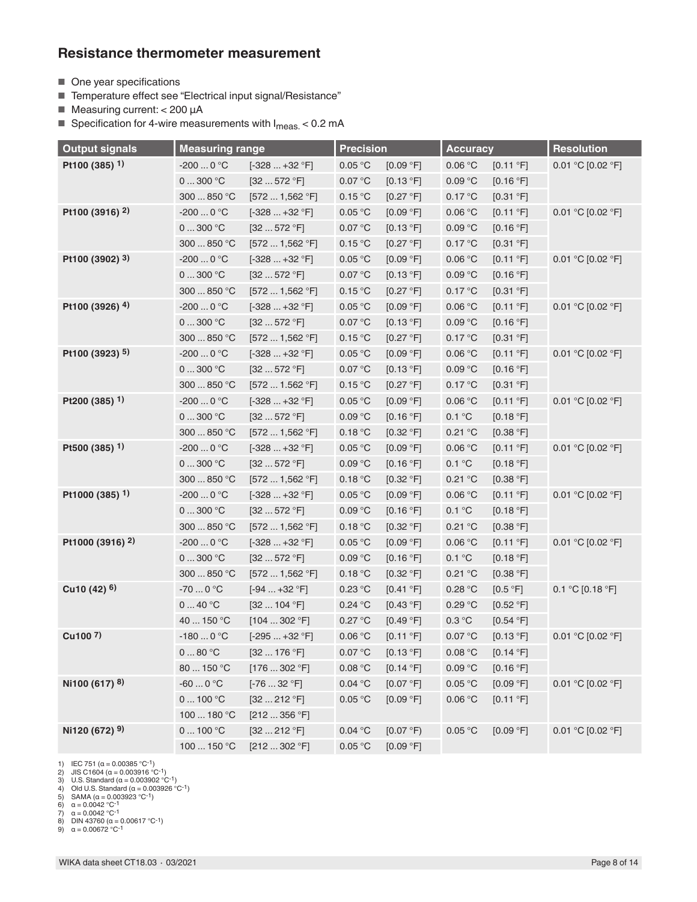## Resistance thermometer measurement

- One year specifications
- Temperature effect see "Electrical input signal/Resistance"
- Measuring current: < 200 µA
- Specification for 4-wire measurements with $I_{meas.}$ < 0.2 mA

| Output signals | Measuring range | | Precision | | Accuracy | | Resolution |
|---|---|---|---|---|---|---|---|
| Pt100 (385) 1) | -200 ... 0 °C | [-328 ... +32 °F] | 0.05 °C | [0.09 °F] | 0.06 °C | [0.11 °F] | 0.01 °C [0.02 °F] |
| | 0 ... 300 °C | [32 ... 572 °F] | 0.07 °C | [0.13 °F] | 0.09 °C | [0.16 °F] | |
| | 300 ... 850 °C | [572 ... 1,562 °F] | 0.15 °C | [0.27 °F] | 0.17 °C | [0.31 °F] | |
| Pt100 (3916) 2) | -200 ... 0 °C | [-328 ... +32 °F] | 0.05 °C | [0.09 °F] | 0.06 °C | [0.11 °F] | 0.01 °C [0.02 °F] |
| | 0 ... 300 °C | [32 ... 572 °F] | 0.07 °C | [0.13 °F] | 0.09 °C | [0.16 °F] | |
| | 300 ... 850 °C | [572 ... 1,562 °F] | 0.15 °C | [0.27 °F] | 0.17 °C | [0.31 °F] | |
| Pt100 (3902) 3) | -200 ... 0 °C | [-328 ... +32 °F] | 0.05 °C | [0.09 °F] | 0.06 °C | [0.11 °F] | 0.01 °C [0.02 °F] |
| | 0 ... 300 °C | [32 ... 572 °F] | 0.07 °C | [0.13 °F] | 0.09 °C | [0.16 °F] | |
| | 300 ... 850 °C | [572 ... 1,562 °F] | 0.15 °C | [0.27 °F] | 0.17 °C | [0.31 °F] | |
| Pt100 (3926) 4) | -200 ... 0 °C | [-328 ... +32 °F] | 0.05 °C | [0.09 °F] | 0.06 °C | [0.11 °F] | 0.01 °C [0.02 °F] |
| | 0 ... 300 °C | [32 ... 572 °F] | 0.07 °C | [0.13 °F] | 0.09 °C | [0.16 °F] | |
| | 300 ... 850 °C | [572 ... 1,562 °F] | 0.15 °C | [0.27 °F] | 0.17 °C | [0.31 °F] | |
| Pt100 (3923) 5) | -200 ... 0 °C | [-328 ... +32 °F] | 0.05 °C | [0.09 °F] | 0.06 °C | [0.11 °F] | 0.01 °C [0.02 °F] |
| | 0 ... 300 °C | [32 ... 572 °F] | 0.07 °C | [0.13 °F] | 0.09 °C | [0.16 °F] | |
| | 300 ... 850 °C | [572 ... 1.562 °F] | 0.15 °C | [0.27 °F] | 0.17 °C | [0.31 °F] | |
| Pt200 (385) 1) | -200 ... 0 °C | [-328 ... +32 °F] | 0.05 °C | [0.09 °F] | 0.06 °C | [0.11 °F] | 0.01 °C [0.02 °F] |
| | 0 ... 300 °C | [32 ... 572 °F] | 0.09 °C | [0.16 °F] | 0.1 °C | [0.18 °F] | |
| | 300 ... 850 °C | [572 ... 1,562 °F] | 0.18 °C | [0.32 °F] | 0.21 °C | [0.38 °F] | |
| Pt500 (385) 1) | -200 ... 0 °C | [-328 ... +32 °F] | 0.05 °C | [0.09 °F] | 0.06 °C | [0.11 °F] | 0.01 °C [0.02 °F] |
| | 0 ... 300 °C | [32 ... 572 °F] | 0.09 °C | [0.16 °F] | 0.1 °C | [0.18 °F] | |
| | 300 ... 850 °C | [572 ... 1,562 °F] | 0.18 °C | [0.32 °F] | 0.21 °C | [0.38 °F] | |
| Pt1000 (385) 1) | -200 ... 0 °C | [-328 ... +32 °F] | 0.05 °C | [0.09 °F] | 0.06 °C | [0.11 °F] | 0.01 °C [0.02 °F] |
| | 0 ... 300 °C | [32 ... 572 °F] | 0.09 °C | [0.16 °F] | 0.1 °C | [0.18 °F] | |
| | 300 ... 850 °C | [572 ... 1,562 °F] | 0.18 °C | [0.32 °F] | 0.21 °C | [0.38 °F] | |
| Pt1000 (3916) 2) | -200 ... 0 °C | [-328 ... +32 °F] | 0.05 °C | [0.09 °F] | 0.06 °C | [0.11 °F] | 0.01 °C [0.02 °F] |
| | 0 ... 300 °C | [32 ... 572 °F] | 0.09 °C | [0.16 °F] | 0.1 °C | [0.18 °F] | |
| | 300 ... 850 °C | [572 ... 1,562 °F] | 0.18 °C | [0.32 °F] | 0.21 °C | [0.38 °F] | |
| Cu10 (42) 6) | -70 ... 0 °C | [-94 ... +32 °F] | 0.23 °C | [0.41 °F] | 0.28 °C | [0.5 °F] | 0.1 °C [0.18 °F] |
| | 0 ... 40 °C | [32 ... 104 °F] | 0.24 °C | [0.43 °F] | 0.29 °C | [0.52 °F] | |
| | 40 ... 150 °C | [104 ... 302 °F] | 0.27 °C | [0.49 °F] | 0.3 °C | [0.54 °F] | |
| Cu100 7) | -180 ... 0 °C | [-295 ... +32 °F] | 0.06 °C | [0.11 °F] | 0.07 °C | [0.13 °F] | 0.01 °C [0.02 °F] |
| | 0 ... 80 °C | [32 ... 176 °F] | 0.07 °C | [0.13 °F] | 0.08 °C | [0.14 °F] | |
| | 80 ... 150 °C | [176 ... 302 °F] | 0.08 °C | [0.14 °F] | 0.09 °C | [0.16 °F] | |
| Ni100 (617) 8) | -60 ... 0 °C | [-76 ... 32 °F] | 0.04 °C | [0.07 °F] | 0.05 °C | [0.09 °F] | 0.01 °C [0.02 °F] |
| | 0 ... 100 °C | [32 ... 212 °F] | 0.05 °C | [0.09 °F] | 0.06 °C | [0.11 °F] | |
| | 100 ... 180 °C | [212 ... 356 °F] | | | | | |
| Ni120 (672) 9) | 0 ... 100 °C | [32 ... 212 °F] | 0.04 °C | [0.07 °F] | 0.05 °C | [0.09 °F] | 0.01 °C [0.02 °F] |
| | 100 ... 150 °C | [212 ... 302 °F] | 0.05 °C | [0.09 °F] | | | |

1) IEC 751 ($\alpha = 0.00385\ °C^{-1}$)
2) JIS C1604 ($\alpha = 0.003916\ °C^{-1}$)
3) U.S. Standard ($\alpha = 0.003902\ °C^{-1}$)
4) Old U.S. Standard ($\alpha = 0.003926\ °C^{-1}$)
5) SAMA ($\alpha = 0.003923\ °C^{-1}$)
6) $\alpha = 0.0042\ °C^{-1}$
7) $\alpha = 0.0042\ °C^{-1}$
8) DIN 43760 ($\alpha = 0.00617\ °C^{-1}$)
9) $\alpha = 0.00672\ °C^{-1}$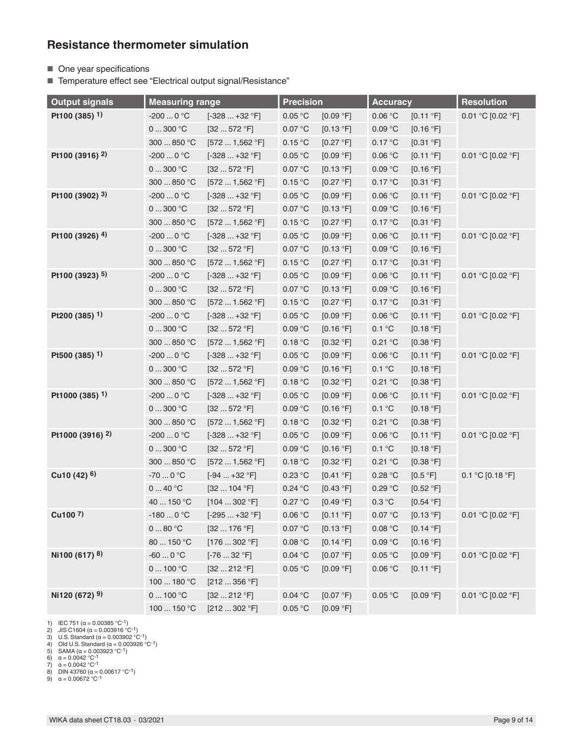## Resistance thermometer simulation

- One year specifications
- Temperature effect see "Electrical output signal/Resistance"

| Output signals | Measuring range | | Precision | | Accuracy | | Resolution |
|---|---|---|---|---|---|---|---|
| Pt100 (385) 1) | -200 ... 0 °C | [-328 ... +32 °F] | 0.05 °C | [0.09 °F] | 0.06 °C | [0.11 °F] | 0.01 °C [0.02 °F] |
| | 0 ... 300 °C | [32 ... 572 °F] | 0.07 °C | [0.13 °F] | 0.09 °C | [0.16 °F] | |
| | 300 ... 850 °C | [572 ... 1,562 °F] | 0.15 °C | [0.27 °F] | 0.17 °C | [0.31 °F] | |
| Pt100 (3916) 2) | -200 ... 0 °C | [-328 ... +32 °F] | 0.05 °C | [0.09 °F] | 0.06 °C | [0.11 °F] | 0.01 °C [0.02 °F] |
| | 0 ... 300 °C | [32 ... 572 °F] | 0.07 °C | [0.13 °F] | 0.09 °C | [0.16 °F] | |
| | 300 ... 850 °C | [572 ... 1,562 °F] | 0.15 °C | [0.27 °F] | 0.17 °C | [0.31 °F] | |
| Pt100 (3902) 3) | -200 ... 0 °C | [-328 ... +32 °F] | 0.05 °C | [0.09 °F] | 0.06 °C | [0.11 °F] | 0.01 °C [0.02 °F] |
| | 0 ... 300 °C | [32 ... 572 °F] | 0.07 °C | [0.13 °F] | 0.09 °C | [0.16 °F] | |
| | 300 ... 850 °C | [572 ... 1,562 °F] | 0.15 °C | [0.27 °F] | 0.17 °C | [0.31 °F] | |
| Pt100 (3926) 4) | -200 ... 0 °C | [-328 ... +32 °F] | 0.05 °C | [0.09 °F] | 0.06 °C | [0.11 °F] | 0.01 °C [0.02 °F] |
| | 0 ... 300 °C | [32 ... 572 °F] | 0.07 °C | [0.13 °F] | 0.09 °C | [0.16 °F] | |
| | 300 ... 850 °C | [572 ... 1,562 °F] | 0.15 °C | [0.27 °F] | 0.17 °C | [0.31 °F] | |
| Pt100 (3923) 5) | -200 ... 0 °C | [-328 ... +32 °F] | 0.05 °C | [0.09 °F] | 0.06 °C | [0.11 °F] | 0.01 °C [0.02 °F] |
| | 0 ... 300 °C | [32 ... 572 °F] | 0.07 °C | [0.13 °F] | 0.09 °C | [0.16 °F] | |
| | 300 ... 850 °C | [572 ... 1.562 °F] | 0.15 °C | [0.27 °F] | 0.17 °C | [0.31 °F] | |
| Pt200 (385) 1) | -200 ... 0 °C | [-328 ... +32 °F] | 0.05 °C | [0.09 °F] | 0.06 °C | [0.11 °F] | 0.01 °C [0.02 °F] |
| | 0 ... 300 °C | [32 ... 572 °F] | 0.09 °C | [0.16 °F] | 0.1 °C | [0.18 °F] | |
| | 300 ... 850 °C | [572 ... 1,562 °F] | 0.18 °C | [0.32 °F] | 0.21 °C | [0.38 °F] | |
| Pt500 (385) 1) | -200 ... 0 °C | [-328 ... +32 °F] | 0.05 °C | [0.09 °F] | 0.06 °C | [0.11 °F] | 0.01 °C [0.02 °F] |
| | 0 ... 300 °C | [32 ... 572 °F] | 0.09 °C | [0.16 °F] | 0.1 °C | [0.18 °F] | |
| | 300 ... 850 °C | [572 ... 1,562 °F] | 0.18 °C | [0.32 °F] | 0.21 °C | [0.38 °F] | |
| Pt1000 (385) 1) | -200 ... 0 °C | [-328 ... +32 °F] | 0.05 °C | [0.09 °F] | 0.06 °C | [0.11 °F] | 0.01 °C [0.02 °F] |
| | 0 ... 300 °C | [32 ... 572 °F] | 0.09 °C | [0.16 °F] | 0.1 °C | [0.18 °F] | |
| | 300 ... 850 °C | [572 ... 1,562 °F] | 0.18 °C | [0.32 °F] | 0.21 °C | [0.38 °F] | |
| Pt1000 (3916) 2) | -200 ... 0 °C | [-328 ... +32 °F] | 0.05 °C | [0.09 °F] | 0.06 °C | [0.11 °F] | 0.01 °C [0.02 °F] |
| | 0 ... 300 °C | [32 ... 572 °F] | 0.09 °C | [0.16 °F] | 0.1 °C | [0.18 °F] | |
| | 300 ... 850 °C | [572 ... 1,562 °F] | 0.18 °C | [0.32 °F] | 0.21 °C | [0.38 °F] | |
| Cu10 (42) 6) | -70 ... 0 °C | [-94 ... +32 °F] | 0.23 °C | [0.41 °F] | 0.28 °C | [0.5 °F] | 0.1 °C [0.18 °F] |
| | 0 ... 40 °C | [32 ... 104 °F] | 0.24 °C | [0.43 °F] | 0.29 °C | [0.52 °F] | |
| | 40 ... 150 °C | [104 ... 302 °F] | 0.27 °C | [0.49 °F] | 0.3 °C | [0.54 °F] | |
| Cu100 7) | -180 ... 0 °C | [-295 ... +32 °F] | 0.06 °C | [0.11 °F] | 0.07 °C | [0.13 °F] | 0.01 °C [0.02 °F] |
| | 0 ... 80 °C | [32 ... 176 °F] | 0.07 °C | [0.13 °F] | 0.08 °C | [0.14 °F] | |
| | 80 ... 150 °C | [176 ... 302 °F] | 0.08 °C | [0.14 °F] | 0.09 °C | [0.16 °F] | |
| Ni100 (617) 8) | -60 ... 0 °C | [-76 ... 32 °F] | 0.04 °C | [0.07 °F] | 0.05 °C | [0.09 °F] | 0.01 °C [0.02 °F] |
| | 0 ... 100 °C | [32 ... 212 °F] | 0.05 °C | [0.09 °F] | 0.06 °C | [0.11 °F] | |
| | 100 ... 180 °C | [212 ... 356 °F] | | | | | |
| Ni120 (672) 9) | 0 ... 100 °C | [32 ... 212 °F] | 0.04 °C | [0.07 °F] | 0.05 °C | [0.09 °F] | 0.01 °C [0.02 °F] |
| | 100 ... 150 °C | [212 ... 302 °F] | 0.05 °C | [0.09 °F] | | | |

1) IEC 751 ($\alpha = 0.00385\ °C^{-1}$)
2) JIS C1604 ($\alpha = 0.003916\ °C^{-1}$)
3) U.S. Standard ($\alpha = 0.003902\ °C^{-1}$)
4) Old U.S. Standard ($\alpha = 0.003926\ °C^{-1}$)
5) SAMA ($\alpha = 0.003923\ °C^{-1}$)
6) $\alpha = 0.0042\ °C^{-1}$
7) $\alpha = 0.0042\ °C^{-1}$
8) DIN 43760 ($\alpha = 0.00617\ °C^{-1}$)
9) $\alpha = 0.00672\ °C^{-1}$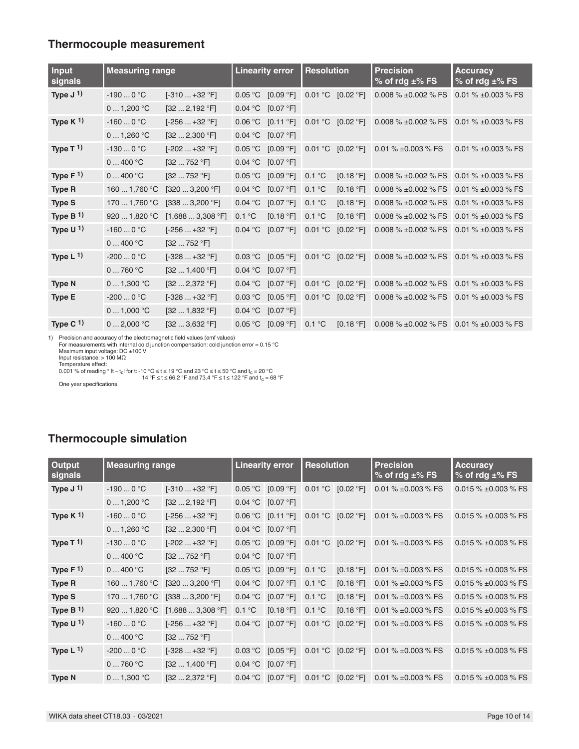## Thermocouple measurement

| Input signals | Measuring range | | Linearity error | | Resolution | | Precision % of rdg ±% FS | Accuracy % of rdg ±% FS |
|---|---|---|---|---|---|---|---|---|
| Type J [1)] | -190 ... 0 °C | [-310 ... +32 °F] | 0.05 °C | [0.09 °F] | 0.01 °C | [0.02 °F] | 0.008 % ±0.002 % FS | 0.01 % ±0.003 % FS |
| | 0 ... 1,200 °C | [32 ... 2,192 °F] | 0.04 °C | [0.07 °F] | | | | |
| Type K [1)] | -160 ... 0 °C | [-256 ... +32 °F] | 0.06 °C | [0.11 °F] | 0.01 °C | [0.02 °F] | 0.008 % ±0.002 % FS | 0.01 % ±0.003 % FS |
| | 0 ... 1,260 °C | [32 ... 2,300 °F] | 0.04 °C | [0.07 °F] | | | | |
| Type T [1)] | -130 ... 0 °C | [-202 ... +32 °F] | 0.05 °C | [0.09 °F] | 0.01 °C | [0.02 °F] | 0.01 % ±0.003 % FS | 0.01 % ±0.003 % FS |
| | 0 ... 400 °C | [32 ... 752 °F] | 0.04 °C | [0.07 °F] | | | | |
| Type F [1)] | 0 ... 400 °C | [32 ... 752 °F] | 0.05 °C | [0.09 °F] | 0.1 °C | [0.18 °F] | 0.008 % ±0.002 % FS | 0.01 % ±0.003 % FS |
| Type R | 160 ... 1,760 °C | [320 ... 3,200 °F] | 0.04 °C | [0.07 °F] | 0.1 °C | [0.18 °F] | 0.008 % ±0.002 % FS | 0.01 % ±0.003 % FS |
| Type S | 170 ... 1,760 °C | [338 ... 3,200 °F] | 0.04 °C | [0.07 °F] | 0.1 °C | [0.18 °F] | 0.008 % ±0.002 % FS | 0.01 % ±0.003 % FS |
| Type B [1)] | 920 ... 1,820 °C | [1,688 ... 3,308 °F] | 0.1 °C | [0.18 °F] | 0.1 °C | [0.18 °F] | 0.008 % ±0.002 % FS | 0.01 % ±0.003 % FS |
| Type U [1)] | -160 ... 0 °C | [-256 ... +32 °F] | 0.04 °C | [0.07 °F] | 0.01 °C | [0.02 °F] | 0.008 % ±0.002 % FS | 0.01 % ±0.003 % FS |
| | 0 ... 400 °C | [32 ... 752 °F] | | | | | | |
| Type L [1)] | -200 ... 0 °C | [-328 ... +32 °F] | 0.03 °C | [0.05 °F] | 0.01 °C | [0.02 °F] | 0.008 % ±0.002 % FS | 0.01 % ±0.003 % FS |
| | 0 ... 760 °C | [32 ... 1,400 °F] | 0.04 °C | [0.07 °F] | | | | |
| Type N | 0 ... 1,300 °C | [32 ... 2,372 °F] | 0.04 °C | [0.07 °F] | 0.01 °C | [0.02 °F] | 0.008 % ±0.002 % FS | 0.01 % ±0.003 % FS |
| Type E | -200 ... 0 °C | [-328 ... +32 °F] | 0.03 °C | [0.05 °F] | 0.01 °C | [0.02 °F] | 0.008 % ±0.002 % FS | 0.01 % ±0.003 % FS |
| | 0 ... 1,000 °C | [32 ... 1,832 °F] | 0.04 °C | [0.07 °F] | | | | |
| Type C [1)] | 0 ... 2,000 °C | [32 ... 3,632 °F] | 0.05 °C | [0.09 °F] | 0.1 °C | [0.18 °F] | 0.008 % ±0.002 % FS | 0.01 % ±0.003 % FS |

1) Precision and accuracy of the electromagnetic field values (emf values)
For measurements with internal cold junction compensation: cold junction error = 0.15 °C
Maximum input voltage: DC ±100 V
Input resistance: > 100 MΩ
Temperature effect:
0.001 % of reading * $|t - t_c|$ for t: -10 °C ≤ t ≤ 19 °C and 23 °C ≤ t ≤ 50 °C and $t_c$ = 20 °C
14 °F ≤ t ≤ 66.2 °F and 73.4 °F ≤ t ≤ 122 °F and $t_c$ = 68 °F
One year specifications

## Thermocouple simulation

| Output signals | Measuring range | | Linearity error | | Resolution | | Precision % of rdg ±% FS | Accuracy % of rdg ±% FS |
|---|---|---|---|---|---|---|---|---|
| Type J [1)] | -190 ... 0 °C | [-310 ... +32 °F] | 0.05 °C | [0.09 °F] | 0.01 °C | [0.02 °F] | 0.01 % ±0.003 % FS | 0.015 % ±0.003 % FS |
| | 0 ... 1,200 °C | [32 ... 2,192 °F] | 0.04 °C | [0.07 °F] | | | | |
| Type K [1)] | -160 ... 0 °C | [-256 ... +32 °F] | 0.06 °C | [0.11 °F] | 0.01 °C | [0.02 °F] | 0.01 % ±0.003 % FS | 0.015 % ±0.003 % FS |
| | 0 ... 1,260 °C | [32 ... 2,300 °F] | 0.04 °C | [0.07 °F] | | | | |
| Type T [1)] | -130 ... 0 °C | [-202 ... +32 °F] | 0.05 °C | [0.09 °F] | 0.01 °C | [0.02 °F] | 0.01 % ±0.003 % FS | 0.015 % ±0.003 % FS |
| | 0 ... 400 °C | [32 ... 752 °F] | 0.04 °C | [0.07 °F] | | | | |
| Type F [1)] | 0 ... 400 °C | [32 ... 752 °F] | 0.05 °C | [0.09 °F] | 0.1 °C | [0.18 °F] | 0.01 % ±0.003 % FS | 0.015 % ±0.003 % FS |
| Type R | 160 ... 1,760 °C | [320 ... 3,200 °F] | 0.04 °C | [0.07 °F] | 0.1 °C | [0.18 °F] | 0.01 % ±0.003 % FS | 0.015 % ±0.003 % FS |
| Type S | 170 ... 1,760 °C | [338 ... 3,200 °F] | 0.04 °C | [0.07 °F] | 0.1 °C | [0.18 °F] | 0.01 % ±0.003 % FS | 0.015 % ±0.003 % FS |
| Type B [1)] | 920 ... 1,820 °C | [1,688 ... 3,308 °F] | 0.1 °C | [0.18 °F] | 0.1 °C | [0.18 °F] | 0.01 % ±0.003 % FS | 0.015 % ±0.003 % FS |
| Type U [1)] | -160 ... 0 °C | [-256 ... +32 °F] | 0.04 °C | [0.07 °F] | 0.01 °C | [0.02 °F] | 0.01 % ±0.003 % FS | 0.015 % ±0.003 % FS |
| | 0 ... 400 °C | [32 ... 752 °F] | | | | | | |
| Type L [1)] | -200 ... 0 °C | [-328 ... +32 °F] | 0.03 °C | [0.05 °F] | 0.01 °C | [0.02 °F] | 0.01 % ±0.003 % FS | 0.015 % ±0.003 % FS |
| | 0 ... 760 °C | [32 ... 1,400 °F] | 0.04 °C | [0.07 °F] | | | | |
| Type N | 0 ... 1,300 °C | [32 ... 2,372 °F] | 0.04 °C | [0.07 °F] | 0.01 °C | [0.02 °F] | 0.01 % ±0.003 % FS | 0.015 % ±0.003 % FS |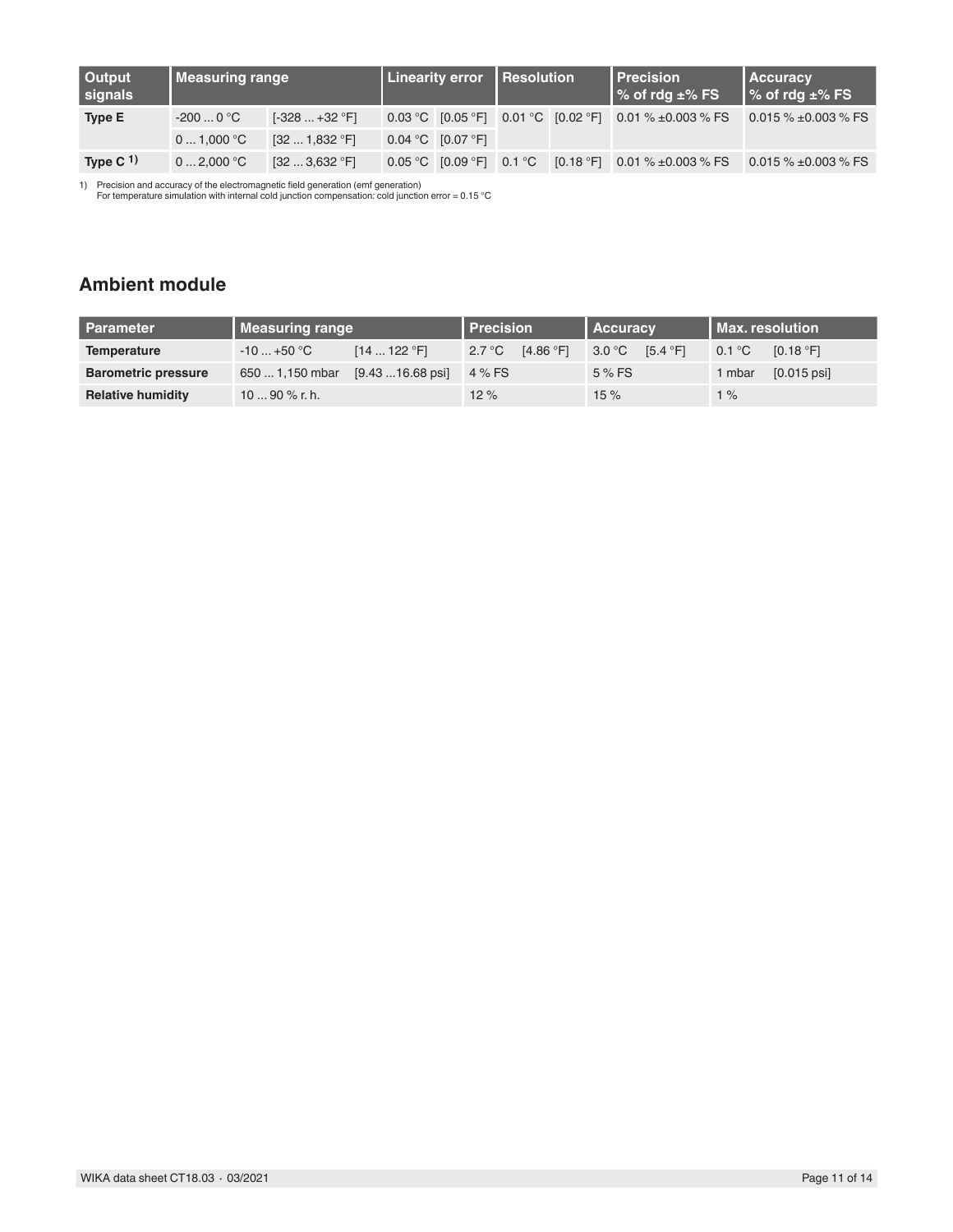| Output signals | Measuring range | | Linearity error | | Resolution | | Precision % of rdg ±% FS | Accuracy % of rdg ±% FS |
|---|---|---|---|---|---|---|---|---|
| **Type E** | -200 ... 0 °C | [-328 ... +32 °F] | 0.03 °C | [0.05 °F] | 0.01 °C | [0.02 °F] | 0.01 % ±0.003 % FS | 0.015 % ±0.003 % FS |
| | 0 ... 1,000 °C | [32 ... 1,832 °F] | 0.04 °C | [0.07 °F] | | | | |
| **Type C 1)** | 0 ... 2,000 °C | [32 ... 3,632 °F] | 0.05 °C | [0.09 °F] | 0.1 °C | [0.18 °F] | 0.01 % ±0.003 % FS | 0.015 % ±0.003 % FS |

1) Precision and accuracy of the electromagnetic field generation (emf generation)
For temperature simulation with internal cold junction compensation: cold junction error = 0.15 °C

## Ambient module

| Parameter | Measuring range | | Precision | | Accuracy | | Max. resolution | |
|---|---|---|---|---|---|---|---|---|
| **Temperature** | -10 ... +50 °C | [14 ... 122 °F] | 2.7 °C | [4.86 °F] | 3.0 °C | [5.4 °F] | 0.1 °C | [0.18 °F] |
| **Barometric pressure** | 650 ... 1,150 mbar | [9.43 ...16.68 psi] | 4 % FS | | 5 % FS | | 1 mbar | [0.015 psi] |
| **Relative humidity** | 10 ... 90 % r. h. | | 12 % | | 15 % | | 1 % | |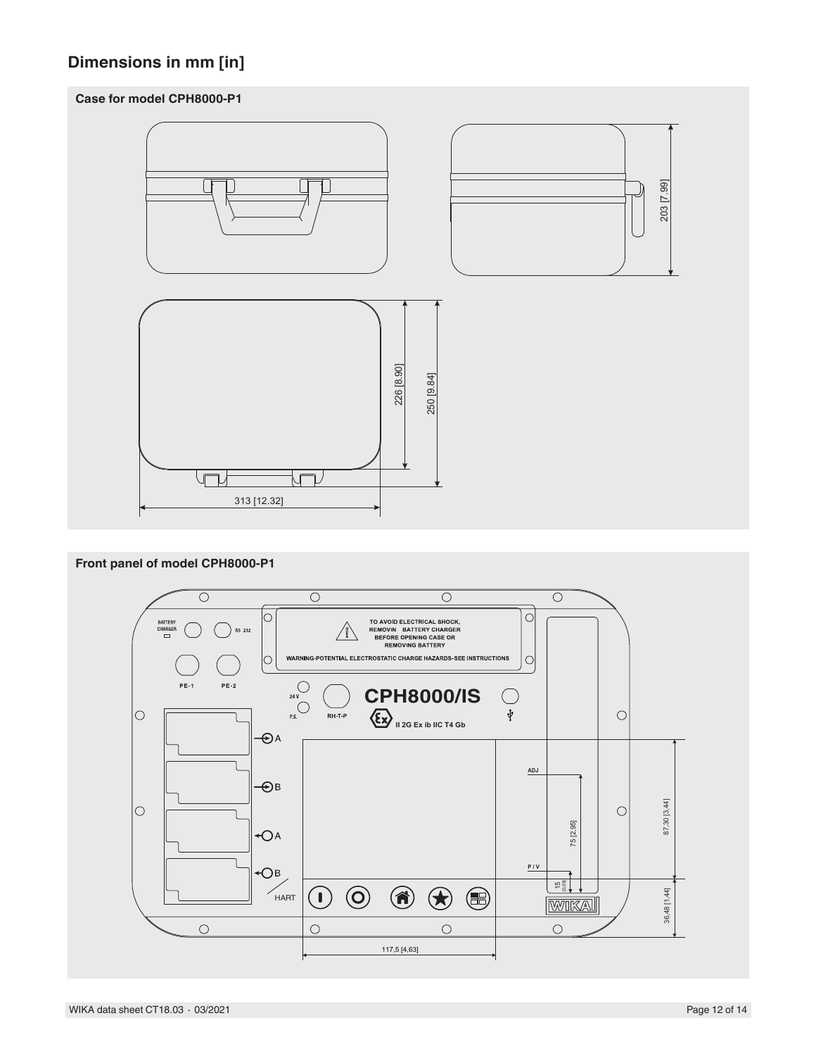## Dimensions in mm [in]

### Case for model CPH8000-P1

203 [7.99]

226 [8.90]

250 [9.84]

313 [12.32]

### Front panel of model CPH8000-P1

BATTERY CHARGER

RS 232

TO AVOID ELECTRICAL SHOCK, REMOVIN BATTERY CHARGER BEFORE OPENING CASE OR REMOVING BATTERY

WARNING-POTENTIAL ELECTROSTATIC CHARGE HAZARDS-SEE INSTRUCTIONS

PE-1

PE-2

24 V

P.S.

RH-T-P

CPH8000/IS

II 2G Ex ib IIC T4 Gb

A

B

A

B

HART

ADJ

P / V

87,30 [3.44]

75 [2,95]

15 [0,59]

36,48 [1,44]

117,5 [4,63]

WIKA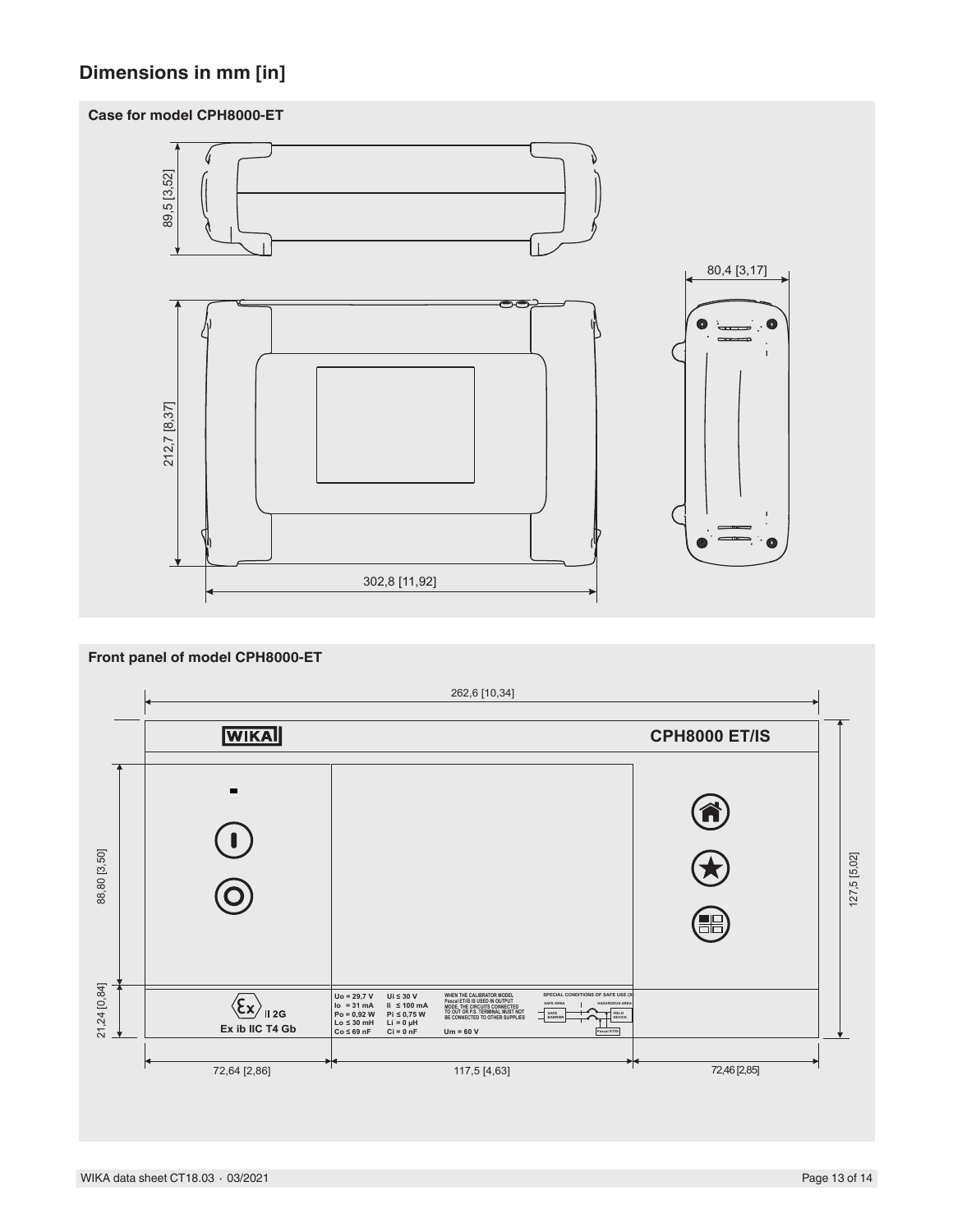## Dimensions in mm [in]

**Case for model CPH8000-ET**

89,5 [3,52]

80,4 [3,17]

212,7 [8,37]

302,8 [11,92]

**Front panel of model CPH8000-ET**

262,6 [10,34]

WIKA

CPH8000 ET/IS

88,80 [3,50]

127,5 [5,02]

21,24 [0,84]

II 2G

Ex ib IIC T4 Gb

Uo = 29,7 V
Io = 31 mA
Po = 0,92 W
Lo ≤ 30 mH
Co ≤ 69 nF

Ui ≤ 30 V
Ii ≤ 100 mA
Pi ≤ 0,75 W
Li = 0 µH
Ci = 0 nF

WHEN THE CALIBRATOR MODEL Pascal ET/IS IS USED IN OUTPUT MODE, THE CIRCUITS CONNECTED TO OUT OR P.S. TERMINAL MUST NOT BE CONNECTED TO OTHER SUPPLIES

Um = 60 V

SPECIAL CONDITIONS OF SAFE USE (X)

SAFE AREA

HAZARDOUS AREA

SAFE BARRIER

FIELD DEVICE

Pascal ET/IS

72,64 [2,86]

117,5 [4,63]

72,46 [2,85]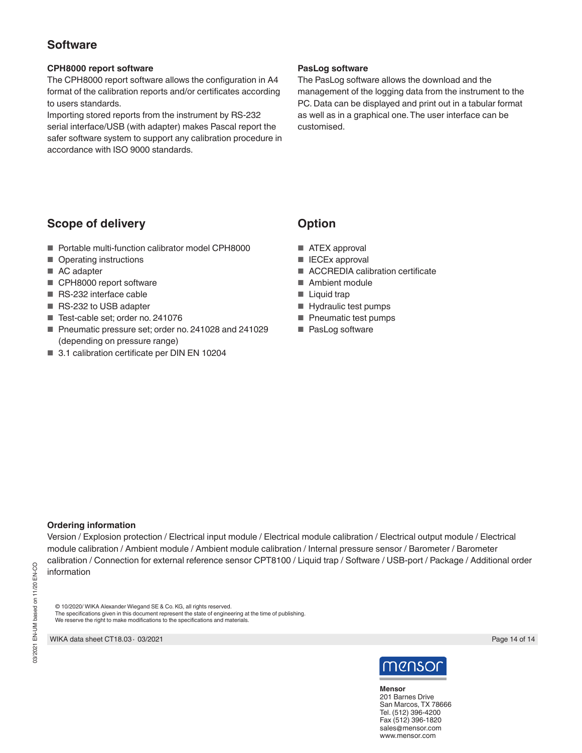## Software

### CPH8000 report software

The CPH8000 report software allows the configuration in A4 format of the calibration reports and/or certificates according to users standards.
Importing stored reports from the instrument by RS-232 serial interface/USB (with adapter) makes Pascal report the safer software system to support any calibration procedure in accordance with ISO 9000 standards.

### PasLog software

The PasLog software allows the download and the management of the logging data from the instrument to the PC. Data can be displayed and print out in a tabular format as well as in a graphical one. The user interface can be customised.

## Scope of delivery

- Portable multi-function calibrator model CPH8000
- Operating instructions
- AC adapter
- CPH8000 report software
- RS-232 interface cable
- RS-232 to USB adapter
- Test-cable set; order no. 241076
- Pneumatic pressure set; order no. 241028 and 241029 (depending on pressure range)
- 3.1 calibration certificate per DIN EN 10204

## Option

- ATEX approval
- IECEx approval
- ACCREDIA calibration certificate
- Ambient module
- Liquid trap
- Hydraulic test pumps
- Pneumatic test pumps
- PasLog software

### Ordering information

Version / Explosion protection / Electrical input module / Electrical module calibration / Electrical output module / Electrical module calibration / Ambient module / Ambient module calibration / Internal pressure sensor / Barometer / Barometer calibration / Connection for external reference sensor CPT8100 / Liquid trap / Software / USB-port / Package / Additional order information

© 10/2020/ WIKA Alexander Wiegand SE & Co. KG, all rights reserved.
The specifications given in this document represent the state of engineering at the time of publishing.
We reserve the right to make modifications to the specifications and materials.

03/2021 EN-UM based on 11/20 EN-CO

**Mensor**
201 Barnes Drive
San Marcos, TX 78666
Tel. (512) 396-4200
Fax (512) 396-1820
sales@mensor.com
www.mensor.com